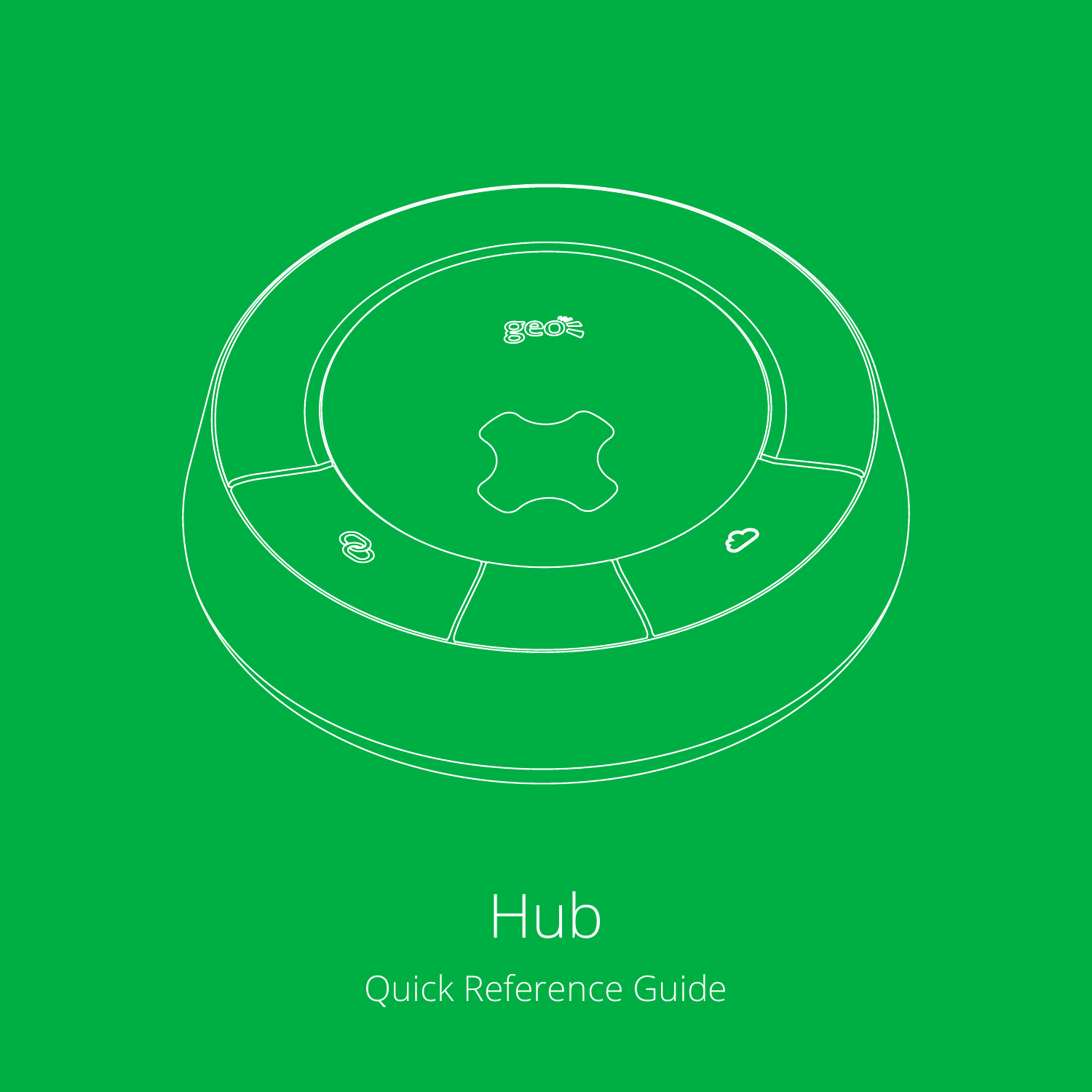# Hub

Quick Reference Guide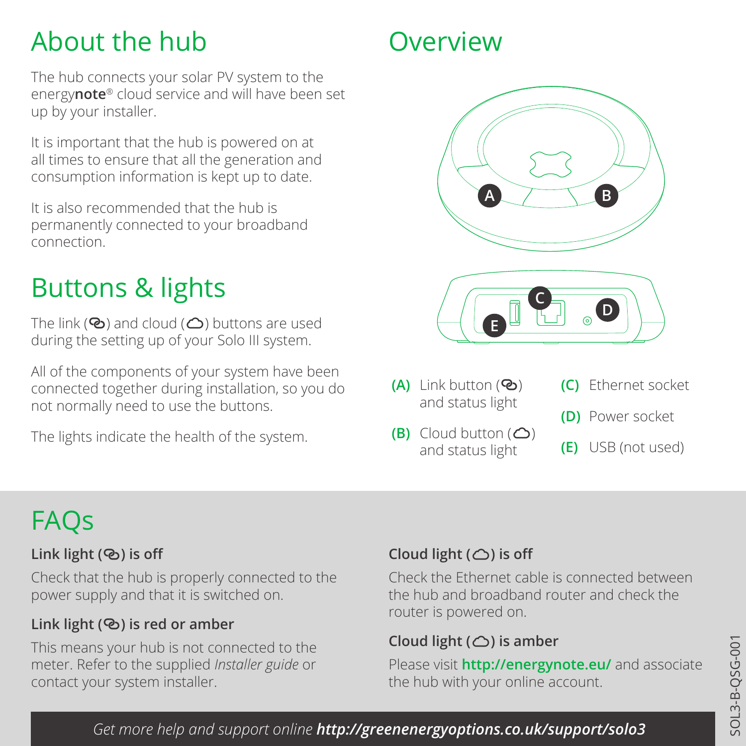## About the hub

The hub connects your solar PV system to the energy**note**® cloud service and will have been set up by your installer.

It is important that the hub is powered on at all times to ensure that all the generation and consumption information is kept up to date.

It is also recommended that the hub is permanently connected to your broadband connection.

## Buttons & lights

The link (🔗) and cloud (☁) buttons are used during the setting up of your Solo III system.

All of the components of your system have been connected together during installation, so you do not normally need to use the buttons.

The lights indicate the health of the system.

## Overview

**(A)** Link button (🔗) and status light

**(B)** Cloud button (☁) and status light

**(C)** Ethernet socket

**(D)** Power socket

**(E)** USB (not used)

## FAQs

### Link light (🔗) is off

Check that the hub is properly connected to the power supply and that it is switched on.

### Link light (🔗) is red or amber

This means your hub is not connected to the meter. Refer to the supplied *Installer guide* or contact your system installer.

### Cloud light (☁) is off

Check the Ethernet cable is connected between the hub and broadband router and check the router is powered on.

### Cloud light (☁) is amber

Please visit **http://energynote.eu/** and associate the hub with your online account.

*Get more help and support online* ***http://greenenergyoptions.co.uk/support/solo3***

SOL3-B-QSG-001